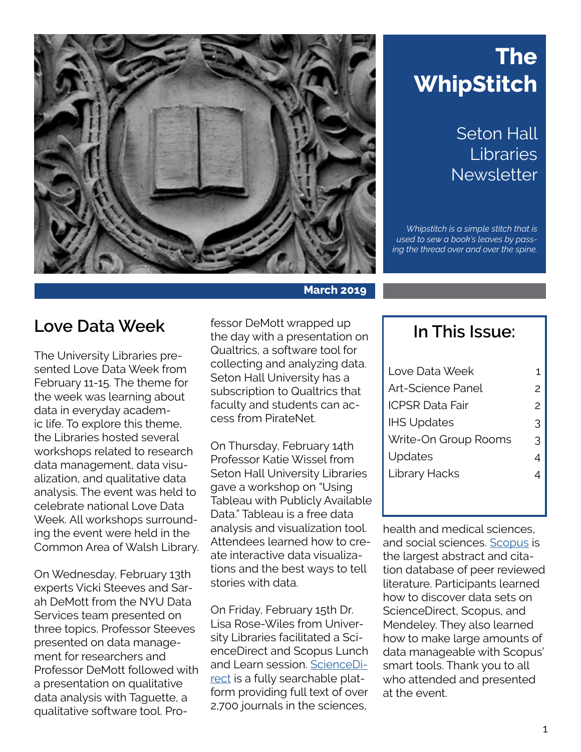# The WhipStitch

## Seton Hall Libraries Newsletter

*Whipstitch is a simple stitch that is used to sew a book's leaves by passing the thread over and over the spine.*

**March 2019**

## In This Issue:

| | |
|---|---|
| Love Data Week | 1 |
| Art-Science Panel | 2 |
| ICPSR Data Fair | 2 |
| IHS Updates | 3 |
| Write-On Group Rooms | 3 |
| Updates | 4 |
| Library Hacks | 4 |

## Love Data Week

The University Libraries presented Love Data Week from February 11-15. The theme for the week was learning about data in everyday academic life. To explore this theme, the Libraries hosted several workshops related to research data management, data visualization, and qualitative data analysis. The event was held to celebrate national Love Data Week. All workshops surrounding the event were held in the Common Area of Walsh Library.

On Wednesday, February 13th experts Vicki Steeves and Sarah DeMott from the NYU Data Services team presented on three topics. Professor Steeves presented on data management for researchers and Professor DeMott followed with a presentation on qualitative data analysis with Taguette, a qualitative software tool. Professor DeMott wrapped up the day with a presentation on Qualtrics, a software tool for collecting and analyzing data. Seton Hall University has a subscription to Qualtrics that faculty and students can access from PirateNet.

On Thursday, February 14th Professor Katie Wissel from Seton Hall University Libraries gave a workshop on "Using Tableau with Publicly Available Data." Tableau is a free data analysis and visualization tool. Attendees learned how to create interactive data visualizations and the best ways to tell stories with data.

On Friday, February 15th Dr. Lisa Rose-Wiles from University Libraries facilitated a ScienceDirect and Scopus Lunch and Learn session. ScienceDirect is a fully searchable platform providing full text of over 2,700 journals in the sciences, health and medical sciences, and social sciences. Scopus is the largest abstract and citation database of peer reviewed literature. Participants learned how to discover data sets on ScienceDirect, Scopus, and Mendeley. They also learned how to make large amounts of data manageable with Scopus' smart tools. Thank you to all who attended and presented at the event.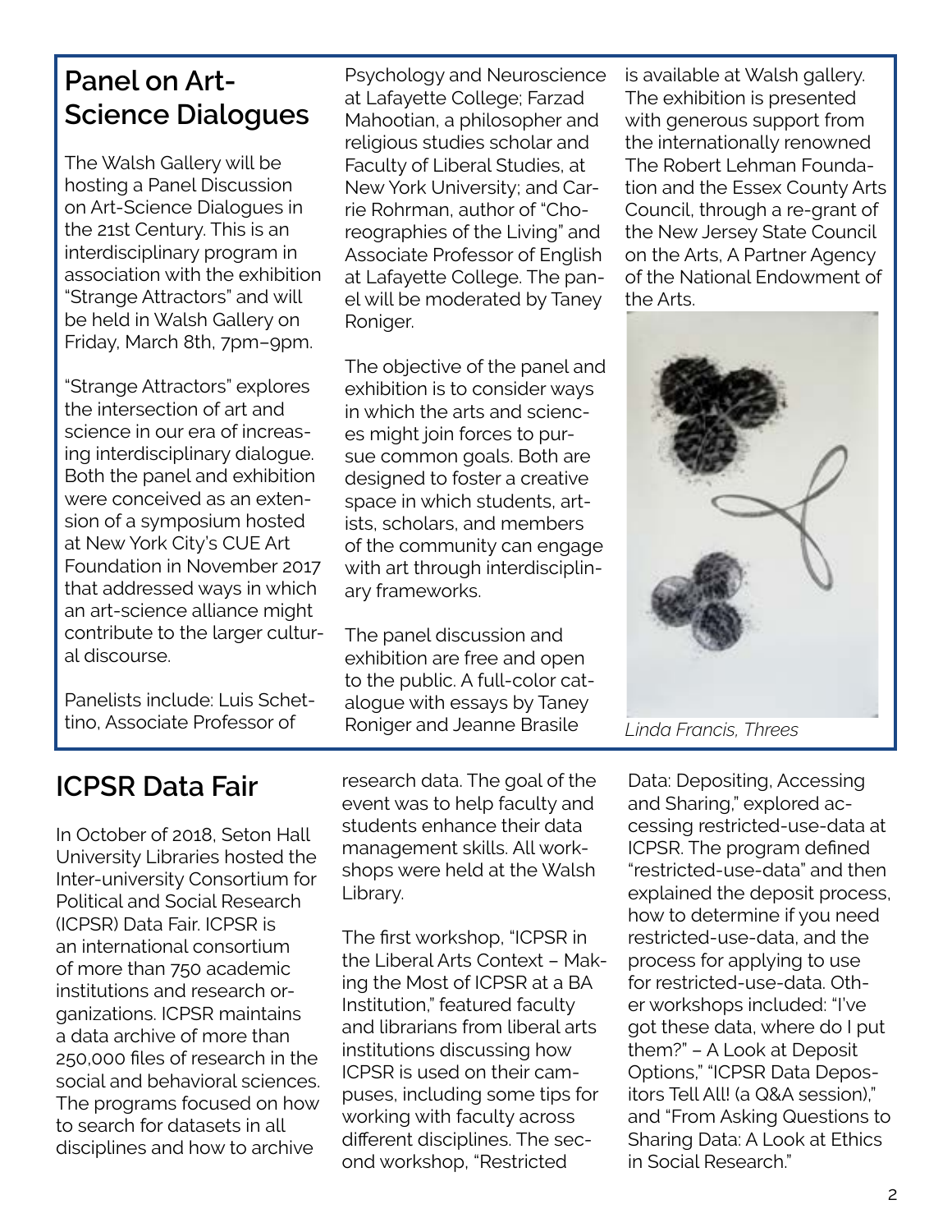## Panel on Art-Science Dialogues

The Walsh Gallery will be hosting a Panel Discussion on Art-Science Dialogues in the 21st Century. This is an interdisciplinary program in association with the exhibition "Strange Attractors" and will be held in Walsh Gallery on Friday, March 8th, 7pm–9pm.

"Strange Attractors" explores the intersection of art and science in our era of increasing interdisciplinary dialogue. Both the panel and exhibition were conceived as an extension of a symposium hosted at New York City's CUE Art Foundation in November 2017 that addressed ways in which an art-science alliance might contribute to the larger cultural discourse.

Panelists include: Luis Schettino, Associate Professor of Psychology and Neuroscience at Lafayette College; Farzad Mahootian, a philosopher and religious studies scholar and Faculty of Liberal Studies, at New York University; and Carrie Rohrman, author of "Choreographies of the Living" and Associate Professor of English at Lafayette College. The panel will be moderated by Taney Roniger.

The objective of the panel and exhibition is to consider ways in which the arts and sciences might join forces to pursue common goals. Both are designed to foster a creative space in which students, artists, scholars, and members of the community can engage with art through interdisciplinary frameworks.

The panel discussion and exhibition are free and open to the public. A full-color catalogue with essays by Taney Roniger and Jeanne Brasile is available at Walsh gallery. The exhibition is presented with generous support from the internationally renowned The Robert Lehman Foundation and the Essex County Arts Council, through a re-grant of the New Jersey State Council on the Arts, A Partner Agency of the National Endowment of the Arts.

*Linda Francis, Threes*

## ICPSR Data Fair

In October of 2018, Seton Hall University Libraries hosted the Inter-university Consortium for Political and Social Research (ICPSR) Data Fair. ICPSR is an international consortium of more than 750 academic institutions and research organizations. ICPSR maintains a data archive of more than 250,000 files of research in the social and behavioral sciences. The programs focused on how to search for datasets in all disciplines and how to archive research data. The goal of the event was to help faculty and students enhance their data management skills. All workshops were held at the Walsh Library.

The first workshop, "ICPSR in the Liberal Arts Context – Making the Most of ICPSR at a BA Institution," featured faculty and librarians from liberal arts institutions discussing how ICPSR is used on their campuses, including some tips for working with faculty across different disciplines. The second workshop, "Restricted Data: Depositing, Accessing and Sharing," explored accessing restricted-use-data at ICPSR. The program defined "restricted-use-data" and then explained the deposit process, how to determine if you need restricted-use-data, and the process for applying to use for restricted-use-data. Other workshops included: "I've got these data, where do I put them?" – A Look at Deposit Options," "ICPSR Data Depositors Tell All! (a Q&A session)," and "From Asking Questions to Sharing Data: A Look at Ethics in Social Research."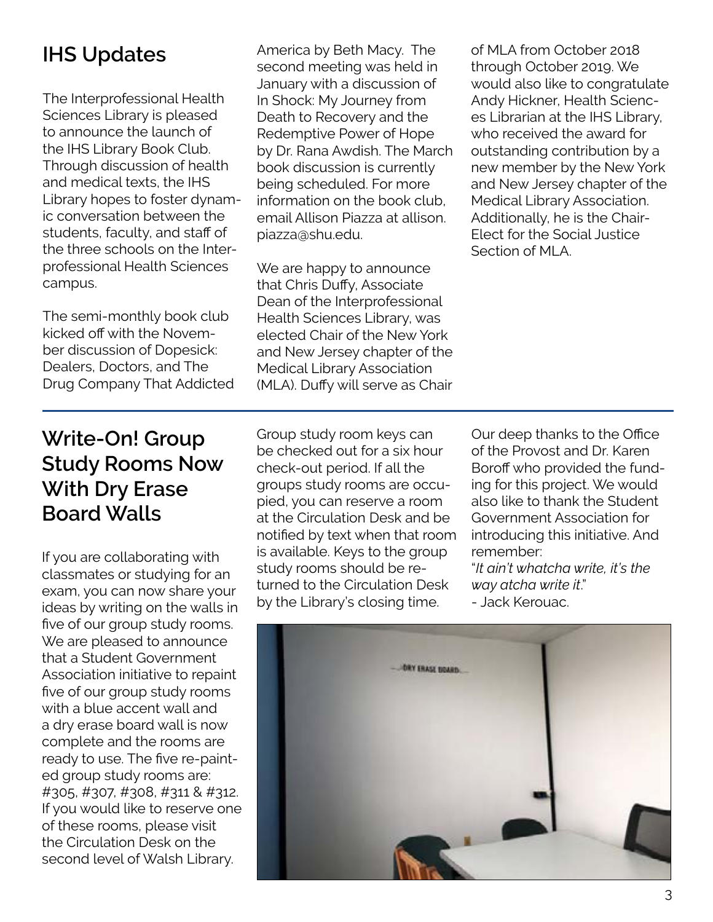## IHS Updates

The Interprofessional Health Sciences Library is pleased to announce the launch of the IHS Library Book Club. Through discussion of health and medical texts, the IHS Library hopes to foster dynamic conversation between the students, faculty, and staff of the three schools on the Interprofessional Health Sciences campus.

The semi-monthly book club kicked off with the November discussion of Dopesick: Dealers, Doctors, and The Drug Company That Addicted America by Beth Macy. The second meeting was held in January with a discussion of In Shock: My Journey from Death to Recovery and the Redemptive Power of Hope by Dr. Rana Awdish. The March book discussion is currently being scheduled. For more information on the book club, email Allison Piazza at allison.piazza@shu.edu.

We are happy to announce that Chris Duffy, Associate Dean of the Interprofessional Health Sciences Library, was elected Chair of the New York and New Jersey chapter of the Medical Library Association (MLA). Duffy will serve as Chair of MLA from October 2018 through October 2019. We would also like to congratulate Andy Hickner, Health Sciences Librarian at the IHS Library, who received the award for outstanding contribution by a new member by the New York and New Jersey chapter of the Medical Library Association. Additionally, he is the Chair-Elect for the Social Justice Section of MLA.

## Write-On! Group Study Rooms Now With Dry Erase Board Walls

If you are collaborating with classmates or studying for an exam, you can now share your ideas by writing on the walls in five of our group study rooms. We are pleased to announce that a Student Government Association initiative to repaint five of our group study rooms with a blue accent wall and a dry erase board wall is now complete and the rooms are ready to use. The five re-painted group study rooms are: #305, #307, #308, #311 & #312. If you would like to reserve one of these rooms, please visit the Circulation Desk on the second level of Walsh Library.

Group study room keys can be checked out for a six hour check-out period. If all the groups study rooms are occupied, you can reserve a room at the Circulation Desk and be notified by text when that room is available. Keys to the group study rooms should be returned to the Circulation Desk by the Library's closing time.

Our deep thanks to the Office of the Provost and Dr. Karen Boroff who provided the funding for this project. We would also like to thank the Student Government Association for introducing this initiative. And remember:
"*It ain't whatcha write, it's the way atcha write it*."
- Jack Kerouac.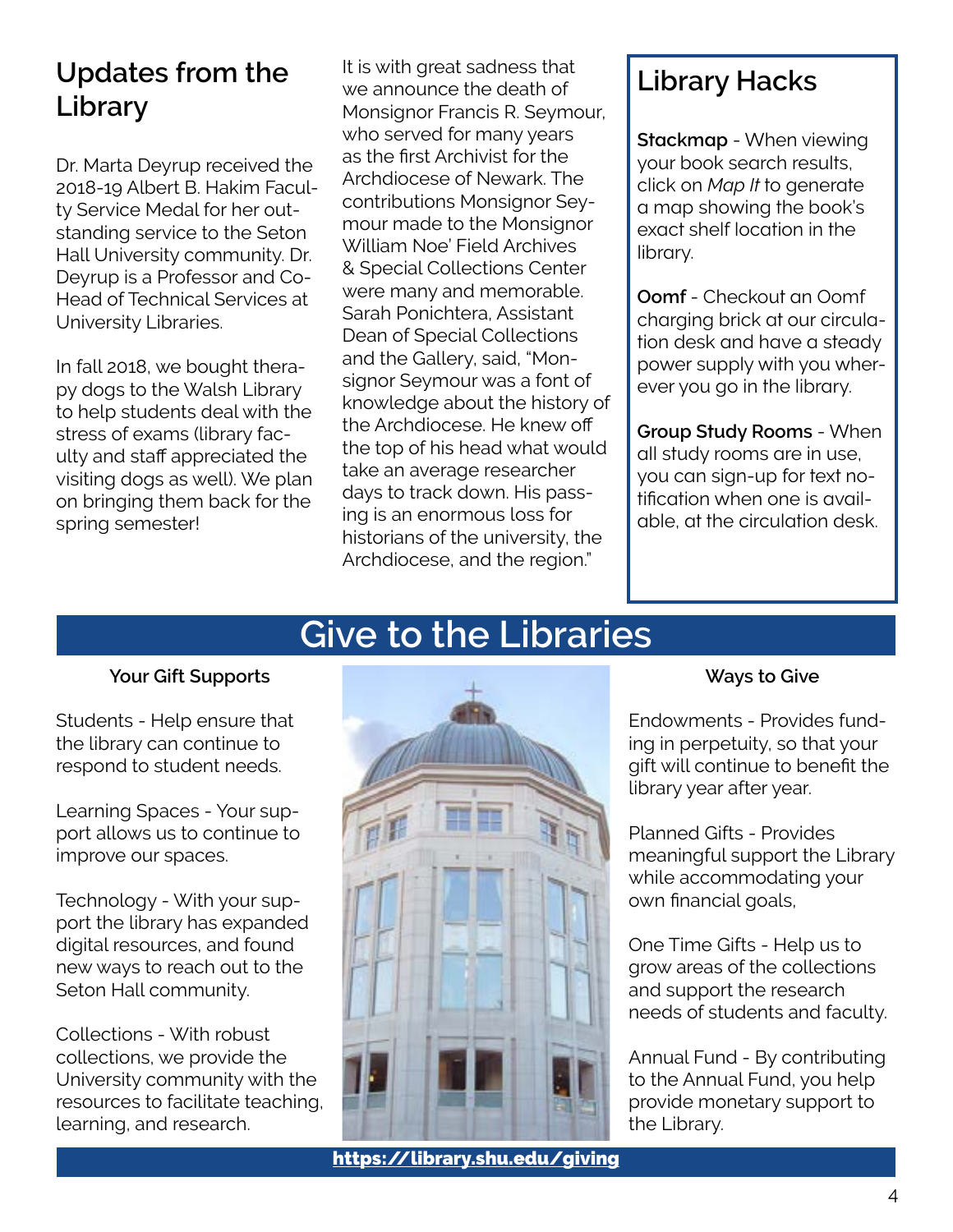## Updates from the Library

Dr. Marta Deyrup received the 2018-19 Albert B. Hakim Faculty Service Medal for her outstanding service to the Seton Hall University community. Dr. Deyrup is a Professor and Co-Head of Technical Services at University Libraries.

In fall 2018, we bought therapy dogs to the Walsh Library to help students deal with the stress of exams (library faculty and staff appreciated the visiting dogs as well). We plan on bringing them back for the spring semester!

It is with great sadness that we announce the death of Monsignor Francis R. Seymour, who served for many years as the first Archivist for the Archdiocese of Newark. The contributions Monsignor Seymour made to the Monsignor William Noe' Field Archives & Special Collections Center were many and memorable. Sarah Ponichtera, Assistant Dean of Special Collections and the Gallery, said, "Monsignor Seymour was a font of knowledge about the history of the Archdiocese. He knew off the top of his head what would take an average researcher days to track down. His passing is an enormous loss for historians of the university, the Archdiocese, and the region."

## Library Hacks

**Stackmap** - When viewing your book search results, click on *Map It* to generate a map showing the book's exact shelf location in the library.

**Oomf** - Checkout an Oomf charging brick at our circulation desk and have a steady power supply with you wherever you go in the library.

**Group Study Rooms** - When all study rooms are in use, you can sign-up for text notification when one is available, at the circulation desk.

# Give to the Libraries

### Your Gift Supports

Students - Help ensure that the library can continue to respond to student needs.

Learning Spaces - Your support allows us to continue to improve our spaces.

Technology - With your support the library has expanded digital resources, and found new ways to reach out to the Seton Hall community.

Collections - With robust collections, we provide the University community with the resources to facilitate teaching, learning, and research.

### Ways to Give

Endowments - Provides funding in perpetuity, so that your gift will continue to benefit the library year after year.

Planned Gifts - Provides meaningful support the Library while accommodating your own financial goals,

One Time Gifts - Help us to grow areas of the collections and support the research needs of students and faculty.

Annual Fund - By contributing to the Annual Fund, you help provide monetary support to the Library.

**https://library.shu.edu/giving**